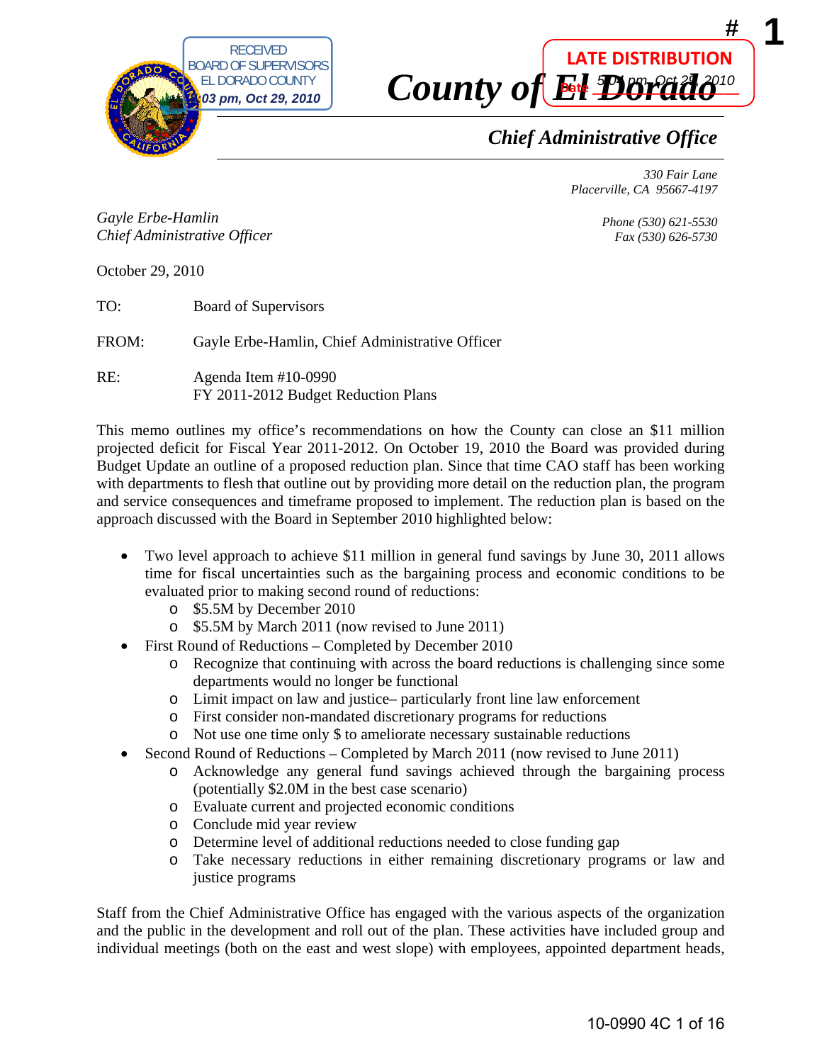RECEIVED
BOARD OF SUPERVISORS
EL DORADO COUNTY
5:03 pm, Oct 29, 2010

# 1

LATE DISTRIBUTION
Date 5:04 pm, Oct 29, 2010

# County of El Dorado

## *Chief Administrative Office*

*330 Fair Lane*
*Placerville, CA 95667-4197*

*Gayle Erbe-Hamlin*
*Chief Administrative Officer*

*Phone (530) 621-5530*
*Fax (530) 626-5730*

October 29, 2010

TO: Board of Supervisors

FROM: Gayle Erbe-Hamlin, Chief Administrative Officer

RE: Agenda Item #10-0990
FY 2011-2012 Budget Reduction Plans

This memo outlines my office's recommendations on how the County can close an $11 million projected deficit for Fiscal Year 2011-2012. On October 19, 2010 the Board was provided during Budget Update an outline of a proposed reduction plan. Since that time CAO staff has been working with departments to flesh that outline out by providing more detail on the reduction plan, the program and service consequences and timeframe proposed to implement. The reduction plan is based on the approach discussed with the Board in September 2010 highlighted below:

- Two level approach to achieve $11 million in general fund savings by June 30, 2011 allows time for fiscal uncertainties such as the bargaining process and economic conditions to be evaluated prior to making second round of reductions:
  - $5.5M by December 2010
  - $5.5M by March 2011 (now revised to June 2011)
- First Round of Reductions – Completed by December 2010
  - Recognize that continuing with across the board reductions is challenging since some departments would no longer be functional
  - Limit impact on law and justice– particularly front line law enforcement
  - First consider non-mandated discretionary programs for reductions
  - Not use one time only $ to ameliorate necessary sustainable reductions
- Second Round of Reductions – Completed by March 2011 (now revised to June 2011)
  - Acknowledge any general fund savings achieved through the bargaining process (potentially $2.0M in the best case scenario)
  - Evaluate current and projected economic conditions
  - Conclude mid year review
  - Determine level of additional reductions needed to close funding gap
  - Take necessary reductions in either remaining discretionary programs or law and justice programs

Staff from the Chief Administrative Office has engaged with the various aspects of the organization and the public in the development and roll out of the plan. These activities have included group and individual meetings (both on the east and west slope) with employees, appointed department heads,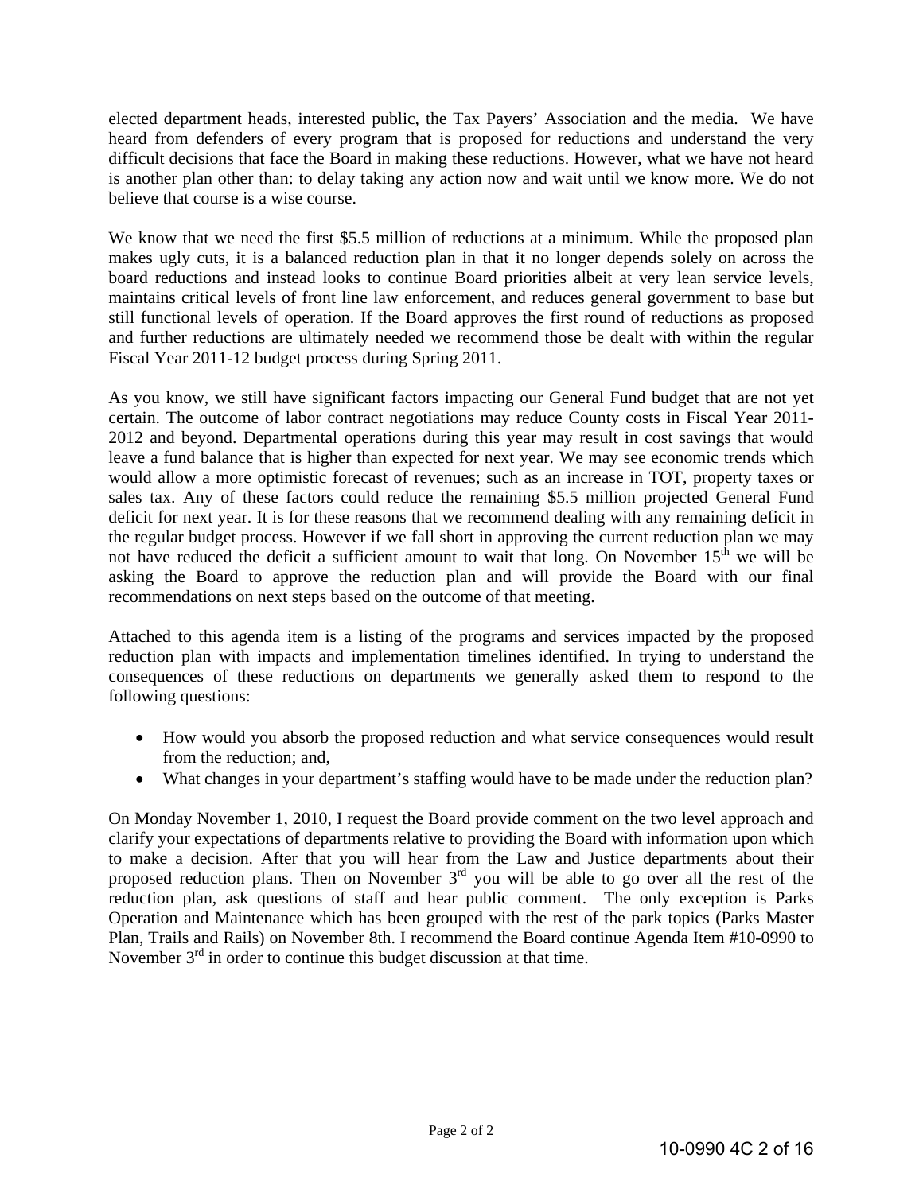elected department heads, interested public, the Tax Payers' Association and the media. We have heard from defenders of every program that is proposed for reductions and understand the very difficult decisions that face the Board in making these reductions. However, what we have not heard is another plan other than: to delay taking any action now and wait until we know more. We do not believe that course is a wise course.

We know that we need the first $5.5 million of reductions at a minimum. While the proposed plan makes ugly cuts, it is a balanced reduction plan in that it no longer depends solely on across the board reductions and instead looks to continue Board priorities albeit at very lean service levels, maintains critical levels of front line law enforcement, and reduces general government to base but still functional levels of operation. If the Board approves the first round of reductions as proposed and further reductions are ultimately needed we recommend those be dealt with within the regular Fiscal Year 2011-12 budget process during Spring 2011.

As you know, we still have significant factors impacting our General Fund budget that are not yet certain. The outcome of labor contract negotiations may reduce County costs in Fiscal Year 2011-2012 and beyond. Departmental operations during this year may result in cost savings that would leave a fund balance that is higher than expected for next year. We may see economic trends which would allow a more optimistic forecast of revenues; such as an increase in TOT, property taxes or sales tax. Any of these factors could reduce the remaining $5.5 million projected General Fund deficit for next year. It is for these reasons that we recommend dealing with any remaining deficit in the regular budget process. However if we fall short in approving the current reduction plan we may not have reduced the deficit a sufficient amount to wait that long. On November 15th we will be asking the Board to approve the reduction plan and will provide the Board with our final recommendations on next steps based on the outcome of that meeting.

Attached to this agenda item is a listing of the programs and services impacted by the proposed reduction plan with impacts and implementation timelines identified. In trying to understand the consequences of these reductions on departments we generally asked them to respond to the following questions:

- How would you absorb the proposed reduction and what service consequences would result from the reduction; and,
- What changes in your department's staffing would have to be made under the reduction plan?

On Monday November 1, 2010, I request the Board provide comment on the two level approach and clarify your expectations of departments relative to providing the Board with information upon which to make a decision. After that you will hear from the Law and Justice departments about their proposed reduction plans. Then on November 3rd you will be able to go over all the rest of the reduction plan, ask questions of staff and hear public comment. The only exception is Parks Operation and Maintenance which has been grouped with the rest of the park topics (Parks Master Plan, Trails and Rails) on November 8th. I recommend the Board continue Agenda Item #10-0990 to November 3rd in order to continue this budget discussion at that time.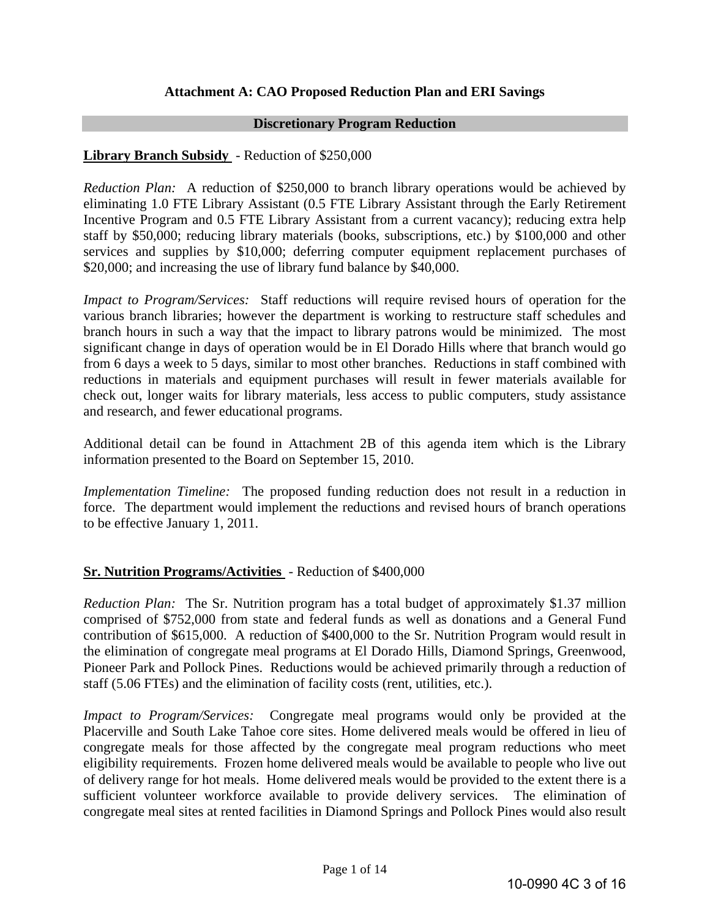## Attachment A: CAO Proposed Reduction Plan and ERI Savings

### Discretionary Program Reduction

**Library Branch Subsidy** - Reduction of $250,000

*Reduction Plan:* A reduction of $250,000 to branch library operations would be achieved by eliminating 1.0 FTE Library Assistant (0.5 FTE Library Assistant through the Early Retirement Incentive Program and 0.5 FTE Library Assistant from a current vacancy); reducing extra help staff by $50,000; reducing library materials (books, subscriptions, etc.) by $100,000 and other services and supplies by $10,000; deferring computer equipment replacement purchases of $20,000; and increasing the use of library fund balance by $40,000.

*Impact to Program/Services:* Staff reductions will require revised hours of operation for the various branch libraries; however the department is working to restructure staff schedules and branch hours in such a way that the impact to library patrons would be minimized. The most significant change in days of operation would be in El Dorado Hills where that branch would go from 6 days a week to 5 days, similar to most other branches. Reductions in staff combined with reductions in materials and equipment purchases will result in fewer materials available for check out, longer waits for library materials, less access to public computers, study assistance and research, and fewer educational programs.

Additional detail can be found in Attachment 2B of this agenda item which is the Library information presented to the Board on September 15, 2010.

*Implementation Timeline:* The proposed funding reduction does not result in a reduction in force. The department would implement the reductions and revised hours of branch operations to be effective January 1, 2011.

**Sr. Nutrition Programs/Activities** - Reduction of $400,000

*Reduction Plan:* The Sr. Nutrition program has a total budget of approximately $1.37 million comprised of $752,000 from state and federal funds as well as donations and a General Fund contribution of $615,000. A reduction of $400,000 to the Sr. Nutrition Program would result in the elimination of congregate meal programs at El Dorado Hills, Diamond Springs, Greenwood, Pioneer Park and Pollock Pines. Reductions would be achieved primarily through a reduction of staff (5.06 FTEs) and the elimination of facility costs (rent, utilities, etc.).

*Impact to Program/Services:* Congregate meal programs would only be provided at the Placerville and South Lake Tahoe core sites. Home delivered meals would be offered in lieu of congregate meals for those affected by the congregate meal program reductions who meet eligibility requirements. Frozen home delivered meals would be available to people who live out of delivery range for hot meals. Home delivered meals would be provided to the extent there is a sufficient volunteer workforce available to provide delivery services. The elimination of congregate meal sites at rented facilities in Diamond Springs and Pollock Pines would also result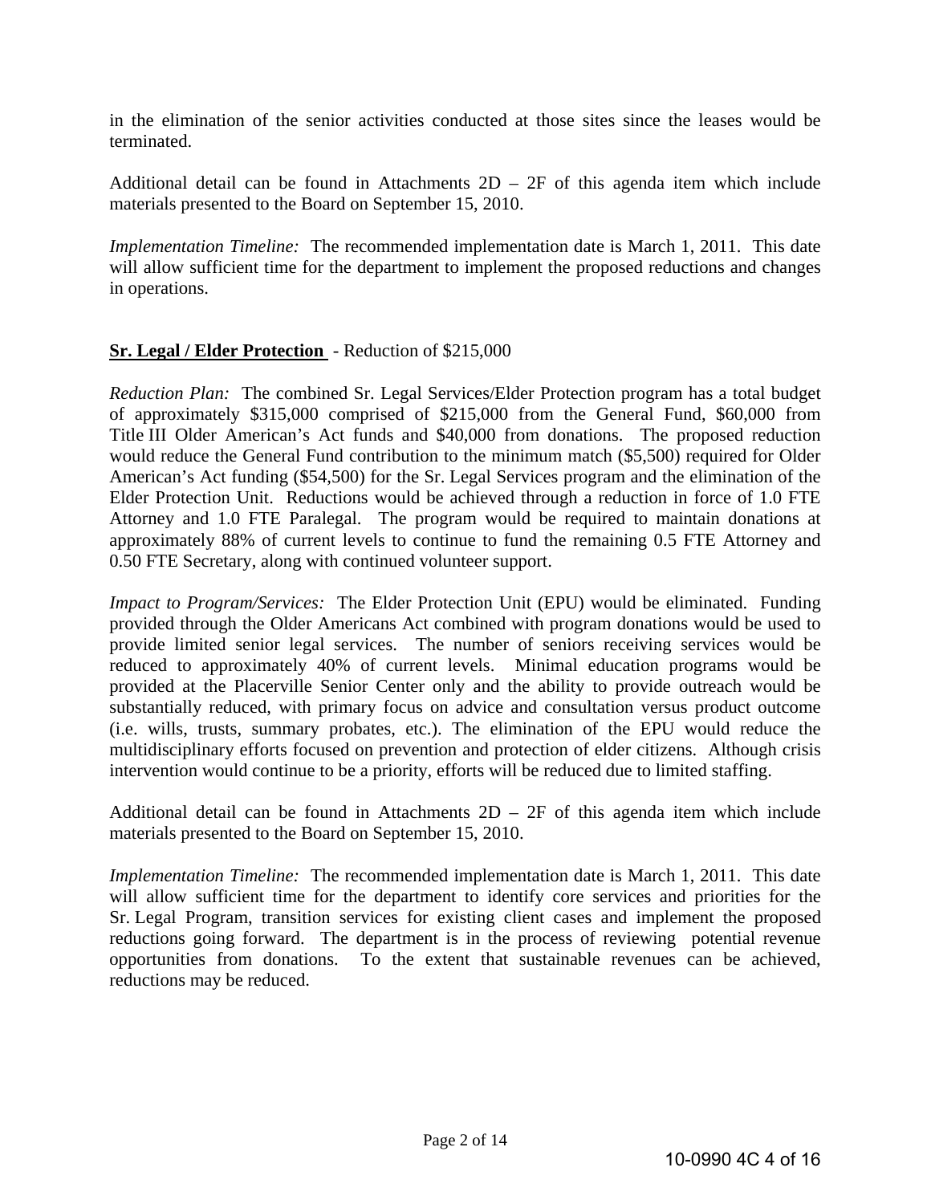in the elimination of the senior activities conducted at those sites since the leases would be terminated.

Additional detail can be found in Attachments 2D – 2F of this agenda item which include materials presented to the Board on September 15, 2010.

*Implementation Timeline:* The recommended implementation date is March 1, 2011. This date will allow sufficient time for the department to implement the proposed reductions and changes in operations.

**Sr. Legal / Elder Protection** - Reduction of $215,000

*Reduction Plan:* The combined Sr. Legal Services/Elder Protection program has a total budget of approximately $315,000 comprised of $215,000 from the General Fund, $60,000 from Title III Older American's Act funds and $40,000 from donations. The proposed reduction would reduce the General Fund contribution to the minimum match ($5,500) required for Older American's Act funding ($54,500) for the Sr. Legal Services program and the elimination of the Elder Protection Unit. Reductions would be achieved through a reduction in force of 1.0 FTE Attorney and 1.0 FTE Paralegal. The program would be required to maintain donations at approximately 88% of current levels to continue to fund the remaining 0.5 FTE Attorney and 0.50 FTE Secretary, along with continued volunteer support.

*Impact to Program/Services:* The Elder Protection Unit (EPU) would be eliminated. Funding provided through the Older Americans Act combined with program donations would be used to provide limited senior legal services. The number of seniors receiving services would be reduced to approximately 40% of current levels. Minimal education programs would be provided at the Placerville Senior Center only and the ability to provide outreach would be substantially reduced, with primary focus on advice and consultation versus product outcome (i.e. wills, trusts, summary probates, etc.). The elimination of the EPU would reduce the multidisciplinary efforts focused on prevention and protection of elder citizens. Although crisis intervention would continue to be a priority, efforts will be reduced due to limited staffing.

Additional detail can be found in Attachments 2D – 2F of this agenda item which include materials presented to the Board on September 15, 2010.

*Implementation Timeline:* The recommended implementation date is March 1, 2011. This date will allow sufficient time for the department to identify core services and priorities for the Sr. Legal Program, transition services for existing client cases and implement the proposed reductions going forward. The department is in the process of reviewing potential revenue opportunities from donations. To the extent that sustainable revenues can be achieved, reductions may be reduced.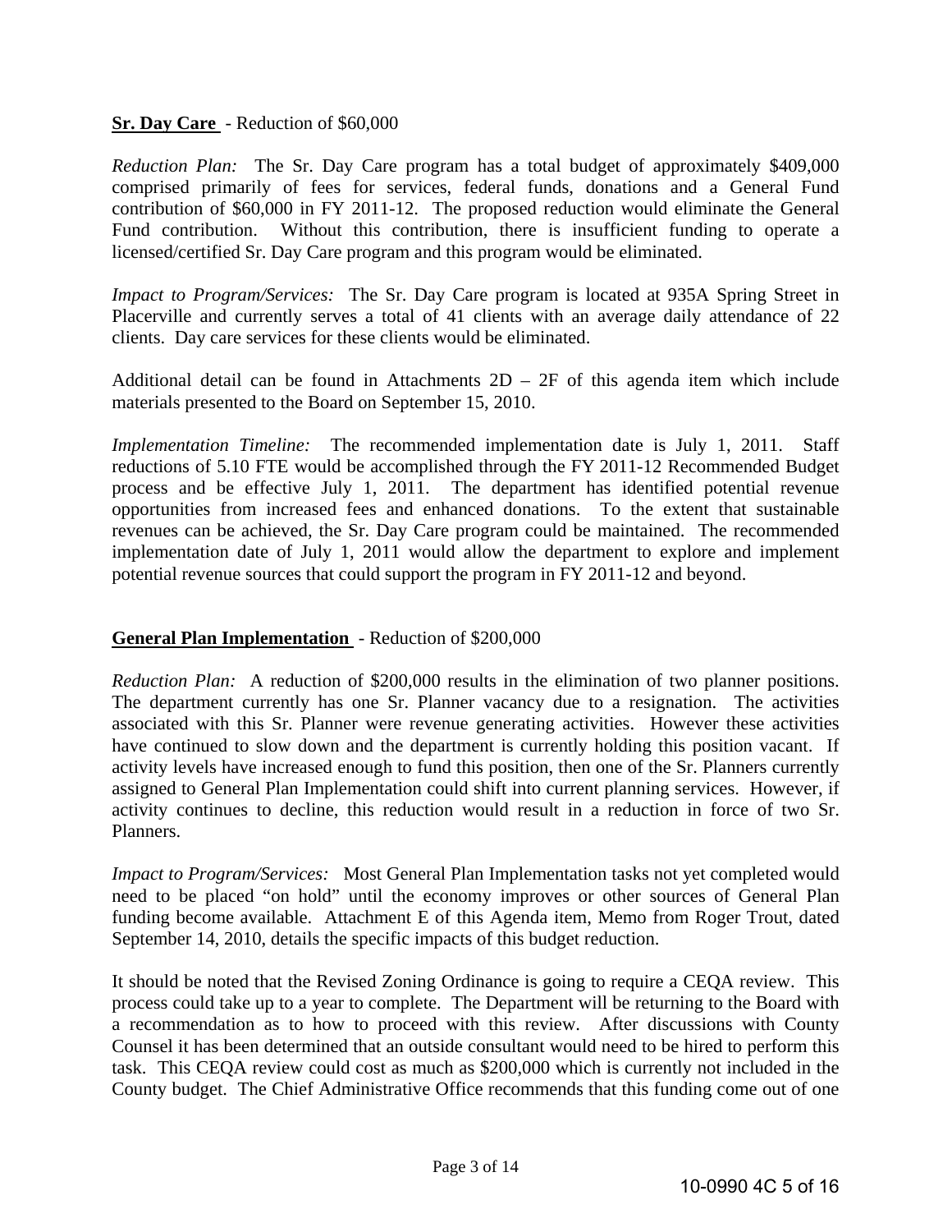**Sr. Day Care** - Reduction of $60,000

*Reduction Plan:* The Sr. Day Care program has a total budget of approximately $409,000 comprised primarily of fees for services, federal funds, donations and a General Fund contribution of $60,000 in FY 2011-12. The proposed reduction would eliminate the General Fund contribution. Without this contribution, there is insufficient funding to operate a licensed/certified Sr. Day Care program and this program would be eliminated.

*Impact to Program/Services:* The Sr. Day Care program is located at 935A Spring Street in Placerville and currently serves a total of 41 clients with an average daily attendance of 22 clients. Day care services for these clients would be eliminated.

Additional detail can be found in Attachments 2D – 2F of this agenda item which include materials presented to the Board on September 15, 2010.

*Implementation Timeline:* The recommended implementation date is July 1, 2011. Staff reductions of 5.10 FTE would be accomplished through the FY 2011-12 Recommended Budget process and be effective July 1, 2011. The department has identified potential revenue opportunities from increased fees and enhanced donations. To the extent that sustainable revenues can be achieved, the Sr. Day Care program could be maintained. The recommended implementation date of July 1, 2011 would allow the department to explore and implement potential revenue sources that could support the program in FY 2011-12 and beyond.

**General Plan Implementation** - Reduction of $200,000

*Reduction Plan:* A reduction of $200,000 results in the elimination of two planner positions. The department currently has one Sr. Planner vacancy due to a resignation. The activities associated with this Sr. Planner were revenue generating activities. However these activities have continued to slow down and the department is currently holding this position vacant. If activity levels have increased enough to fund this position, then one of the Sr. Planners currently assigned to General Plan Implementation could shift into current planning services. However, if activity continues to decline, this reduction would result in a reduction in force of two Sr. Planners.

*Impact to Program/Services:* Most General Plan Implementation tasks not yet completed would need to be placed "on hold" until the economy improves or other sources of General Plan funding become available. Attachment E of this Agenda item, Memo from Roger Trout, dated September 14, 2010, details the specific impacts of this budget reduction.

It should be noted that the Revised Zoning Ordinance is going to require a CEQA review. This process could take up to a year to complete. The Department will be returning to the Board with a recommendation as to how to proceed with this review. After discussions with County Counsel it has been determined that an outside consultant would need to be hired to perform this task. This CEQA review could cost as much as $200,000 which is currently not included in the County budget. The Chief Administrative Office recommends that this funding come out of one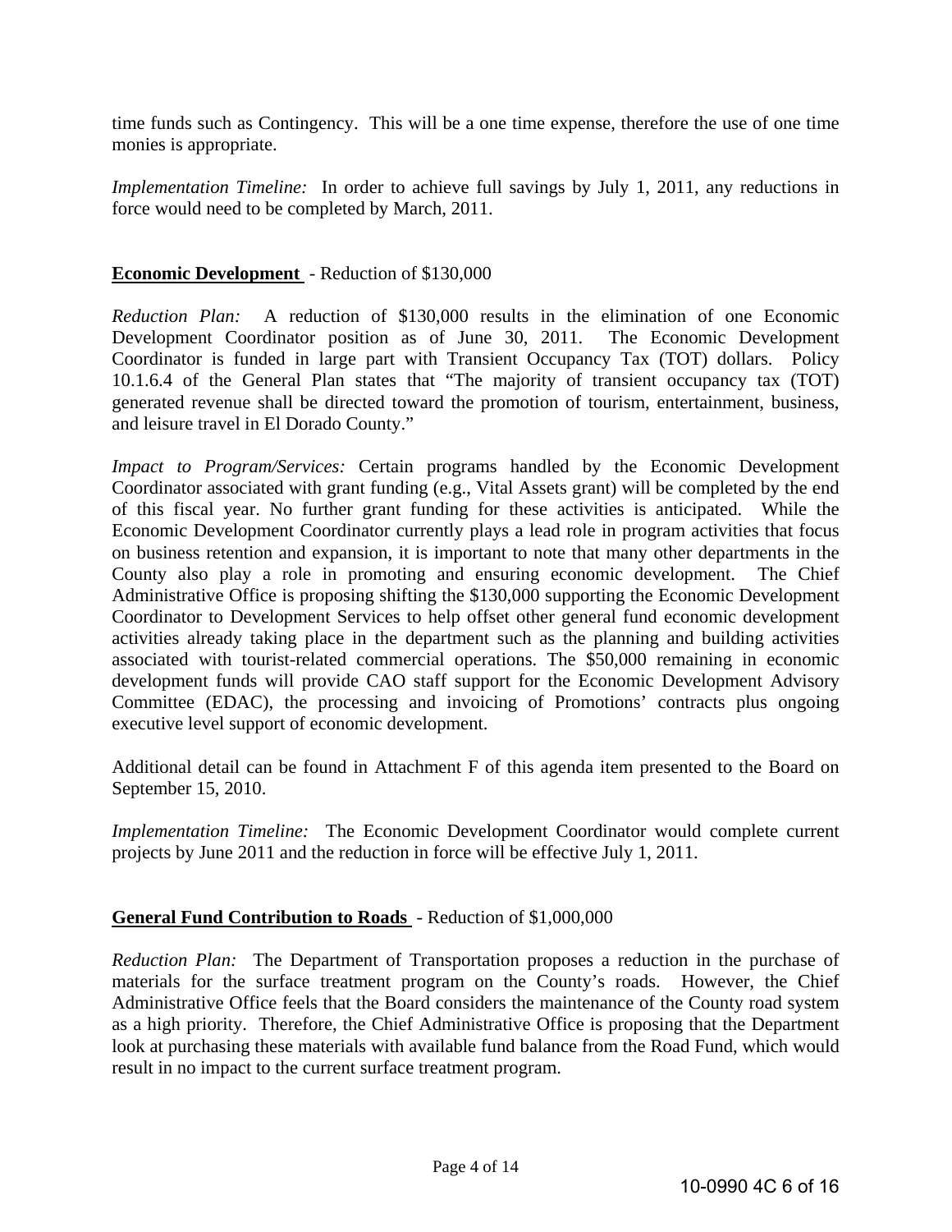time funds such as Contingency. This will be a one time expense, therefore the use of one time monies is appropriate.

*Implementation Timeline:* In order to achieve full savings by July 1, 2011, any reductions in force would need to be completed by March, 2011.

**Economic Development** - Reduction of $130,000

*Reduction Plan:* A reduction of $130,000 results in the elimination of one Economic Development Coordinator position as of June 30, 2011. The Economic Development Coordinator is funded in large part with Transient Occupancy Tax (TOT) dollars. Policy 10.1.6.4 of the General Plan states that "The majority of transient occupancy tax (TOT) generated revenue shall be directed toward the promotion of tourism, entertainment, business, and leisure travel in El Dorado County."

*Impact to Program/Services:* Certain programs handled by the Economic Development Coordinator associated with grant funding (e.g., Vital Assets grant) will be completed by the end of this fiscal year. No further grant funding for these activities is anticipated. While the Economic Development Coordinator currently plays a lead role in program activities that focus on business retention and expansion, it is important to note that many other departments in the County also play a role in promoting and ensuring economic development. The Chief Administrative Office is proposing shifting the $130,000 supporting the Economic Development Coordinator to Development Services to help offset other general fund economic development activities already taking place in the department such as the planning and building activities associated with tourist-related commercial operations. The $50,000 remaining in economic development funds will provide CAO staff support for the Economic Development Advisory Committee (EDAC), the processing and invoicing of Promotions' contracts plus ongoing executive level support of economic development.

Additional detail can be found in Attachment F of this agenda item presented to the Board on September 15, 2010.

*Implementation Timeline:* The Economic Development Coordinator would complete current projects by June 2011 and the reduction in force will be effective July 1, 2011.

**General Fund Contribution to Roads** - Reduction of $1,000,000

*Reduction Plan:* The Department of Transportation proposes a reduction in the purchase of materials for the surface treatment program on the County's roads. However, the Chief Administrative Office feels that the Board considers the maintenance of the County road system as a high priority. Therefore, the Chief Administrative Office is proposing that the Department look at purchasing these materials with available fund balance from the Road Fund, which would result in no impact to the current surface treatment program.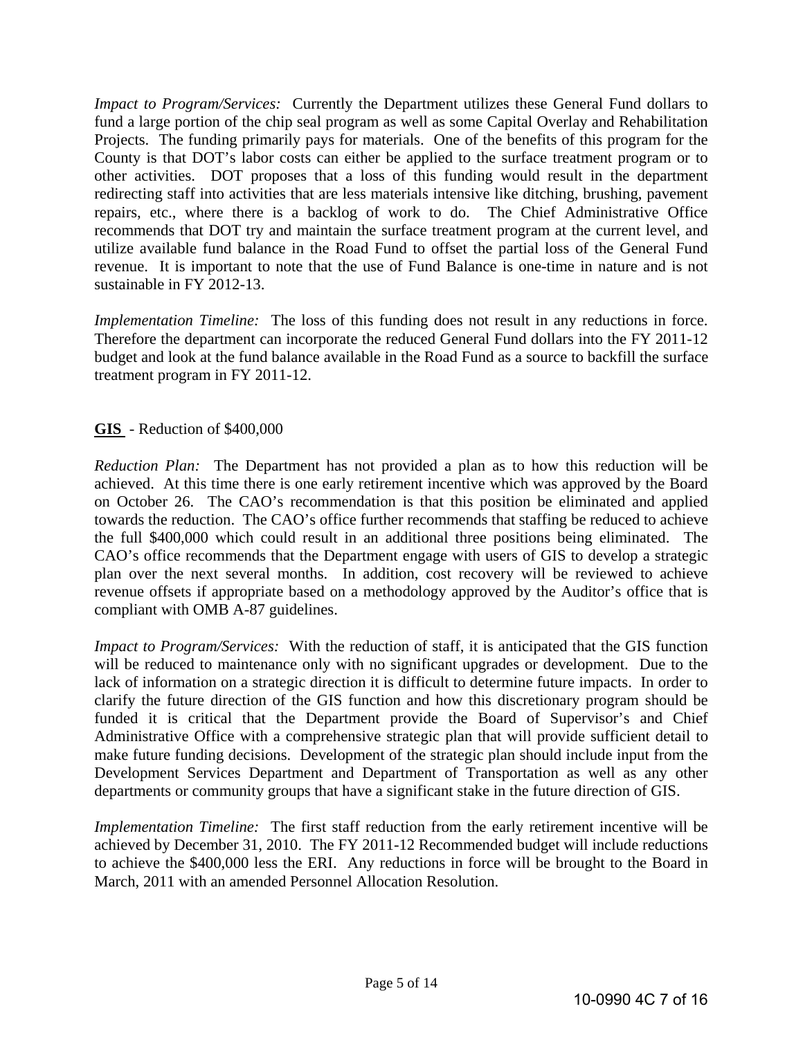*Impact to Program/Services:* Currently the Department utilizes these General Fund dollars to fund a large portion of the chip seal program as well as some Capital Overlay and Rehabilitation Projects. The funding primarily pays for materials. One of the benefits of this program for the County is that DOT's labor costs can either be applied to the surface treatment program or to other activities. DOT proposes that a loss of this funding would result in the department redirecting staff into activities that are less materials intensive like ditching, brushing, pavement repairs, etc., where there is a backlog of work to do. The Chief Administrative Office recommends that DOT try and maintain the surface treatment program at the current level, and utilize available fund balance in the Road Fund to offset the partial loss of the General Fund revenue. It is important to note that the use of Fund Balance is one-time in nature and is not sustainable in FY 2012-13.

*Implementation Timeline:* The loss of this funding does not result in any reductions in force. Therefore the department can incorporate the reduced General Fund dollars into the FY 2011-12 budget and look at the fund balance available in the Road Fund as a source to backfill the surface treatment program in FY 2011-12.

**GIS** - Reduction of $400,000

*Reduction Plan:* The Department has not provided a plan as to how this reduction will be achieved. At this time there is one early retirement incentive which was approved by the Board on October 26. The CAO's recommendation is that this position be eliminated and applied towards the reduction. The CAO's office further recommends that staffing be reduced to achieve the full $400,000 which could result in an additional three positions being eliminated. The CAO's office recommends that the Department engage with users of GIS to develop a strategic plan over the next several months. In addition, cost recovery will be reviewed to achieve revenue offsets if appropriate based on a methodology approved by the Auditor's office that is compliant with OMB A-87 guidelines.

*Impact to Program/Services:* With the reduction of staff, it is anticipated that the GIS function will be reduced to maintenance only with no significant upgrades or development. Due to the lack of information on a strategic direction it is difficult to determine future impacts. In order to clarify the future direction of the GIS function and how this discretionary program should be funded it is critical that the Department provide the Board of Supervisor's and Chief Administrative Office with a comprehensive strategic plan that will provide sufficient detail to make future funding decisions. Development of the strategic plan should include input from the Development Services Department and Department of Transportation as well as any other departments or community groups that have a significant stake in the future direction of GIS.

*Implementation Timeline:* The first staff reduction from the early retirement incentive will be achieved by December 31, 2010. The FY 2011-12 Recommended budget will include reductions to achieve the $400,000 less the ERI. Any reductions in force will be brought to the Board in March, 2011 with an amended Personnel Allocation Resolution.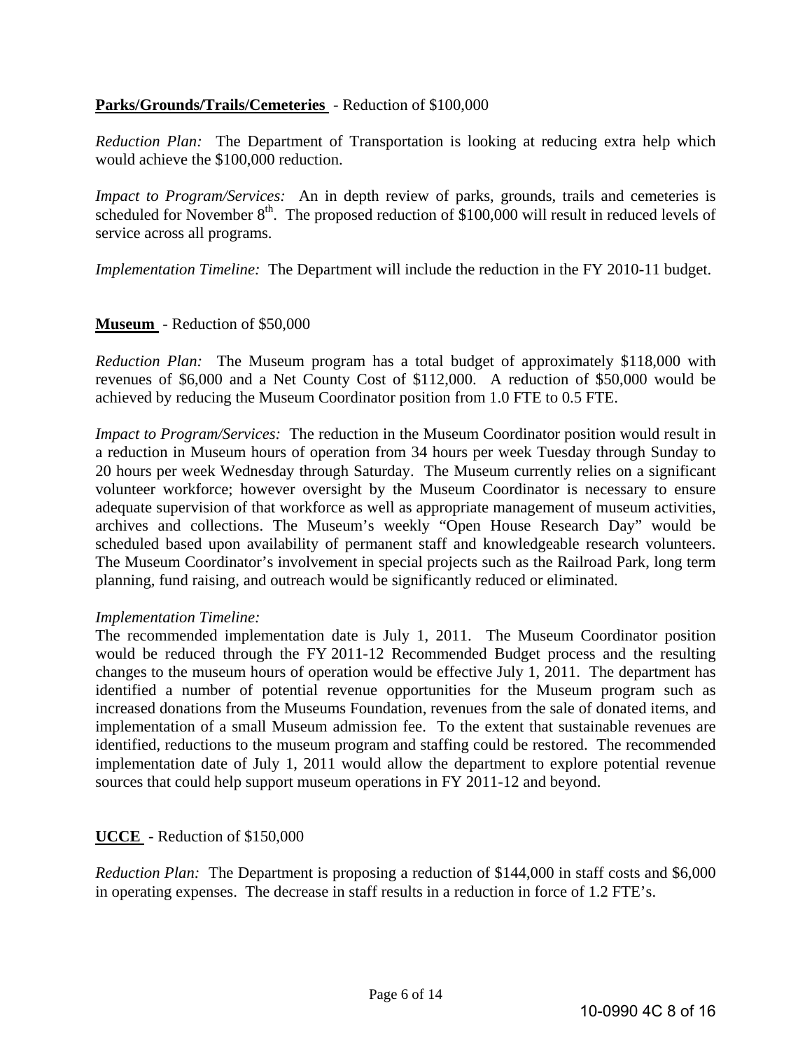**Parks/Grounds/Trails/Cemeteries** - Reduction of $100,000

*Reduction Plan:* The Department of Transportation is looking at reducing extra help which would achieve the $100,000 reduction.

*Impact to Program/Services:* An in depth review of parks, grounds, trails and cemeteries is scheduled for November 8th. The proposed reduction of $100,000 will result in reduced levels of service across all programs.

*Implementation Timeline:* The Department will include the reduction in the FY 2010-11 budget.

**Museum** - Reduction of $50,000

*Reduction Plan:* The Museum program has a total budget of approximately $118,000 with revenues of $6,000 and a Net County Cost of $112,000. A reduction of $50,000 would be achieved by reducing the Museum Coordinator position from 1.0 FTE to 0.5 FTE.

*Impact to Program/Services:* The reduction in the Museum Coordinator position would result in a reduction in Museum hours of operation from 34 hours per week Tuesday through Sunday to 20 hours per week Wednesday through Saturday. The Museum currently relies on a significant volunteer workforce; however oversight by the Museum Coordinator is necessary to ensure adequate supervision of that workforce as well as appropriate management of museum activities, archives and collections. The Museum's weekly "Open House Research Day" would be scheduled based upon availability of permanent staff and knowledgeable research volunteers. The Museum Coordinator's involvement in special projects such as the Railroad Park, long term planning, fund raising, and outreach would be significantly reduced or eliminated.

*Implementation Timeline:*
The recommended implementation date is July 1, 2011. The Museum Coordinator position would be reduced through the FY 2011-12 Recommended Budget process and the resulting changes to the museum hours of operation would be effective July 1, 2011. The department has identified a number of potential revenue opportunities for the Museum program such as increased donations from the Museums Foundation, revenues from the sale of donated items, and implementation of a small Museum admission fee. To the extent that sustainable revenues are identified, reductions to the museum program and staffing could be restored. The recommended implementation date of July 1, 2011 would allow the department to explore potential revenue sources that could help support museum operations in FY 2011-12 and beyond.

**UCCE** - Reduction of $150,000

*Reduction Plan:* The Department is proposing a reduction of $144,000 in staff costs and $6,000 in operating expenses. The decrease in staff results in a reduction in force of 1.2 FTE's.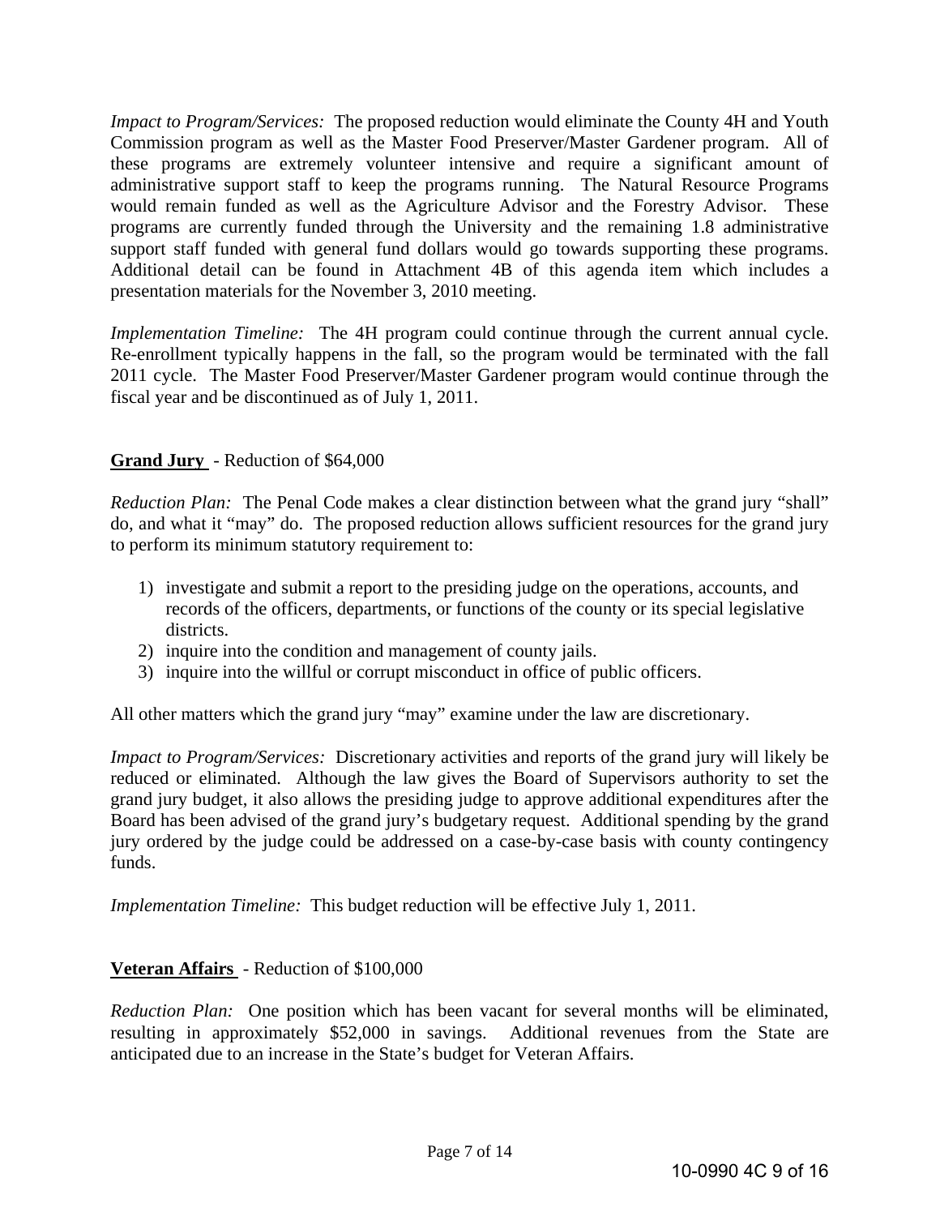*Impact to Program/Services:* The proposed reduction would eliminate the County 4H and Youth Commission program as well as the Master Food Preserver/Master Gardener program. All of these programs are extremely volunteer intensive and require a significant amount of administrative support staff to keep the programs running. The Natural Resource Programs would remain funded as well as the Agriculture Advisor and the Forestry Advisor. These programs are currently funded through the University and the remaining 1.8 administrative support staff funded with general fund dollars would go towards supporting these programs. Additional detail can be found in Attachment 4B of this agenda item which includes a presentation materials for the November 3, 2010 meeting.

*Implementation Timeline:* The 4H program could continue through the current annual cycle. Re-enrollment typically happens in the fall, so the program would be terminated with the fall 2011 cycle. The Master Food Preserver/Master Gardener program would continue through the fiscal year and be discontinued as of July 1, 2011.

**Grand Jury** - Reduction of $64,000

*Reduction Plan:* The Penal Code makes a clear distinction between what the grand jury "shall" do, and what it "may" do. The proposed reduction allows sufficient resources for the grand jury to perform its minimum statutory requirement to:

1) investigate and submit a report to the presiding judge on the operations, accounts, and records of the officers, departments, or functions of the county or its special legislative districts.
2) inquire into the condition and management of county jails.
3) inquire into the willful or corrupt misconduct in office of public officers.

All other matters which the grand jury "may" examine under the law are discretionary.

*Impact to Program/Services:* Discretionary activities and reports of the grand jury will likely be reduced or eliminated. Although the law gives the Board of Supervisors authority to set the grand jury budget, it also allows the presiding judge to approve additional expenditures after the Board has been advised of the grand jury's budgetary request. Additional spending by the grand jury ordered by the judge could be addressed on a case-by-case basis with county contingency funds.

*Implementation Timeline:* This budget reduction will be effective July 1, 2011.

**Veteran Affairs** - Reduction of $100,000

*Reduction Plan:* One position which has been vacant for several months will be eliminated, resulting in approximately $52,000 in savings. Additional revenues from the State are anticipated due to an increase in the State's budget for Veteran Affairs.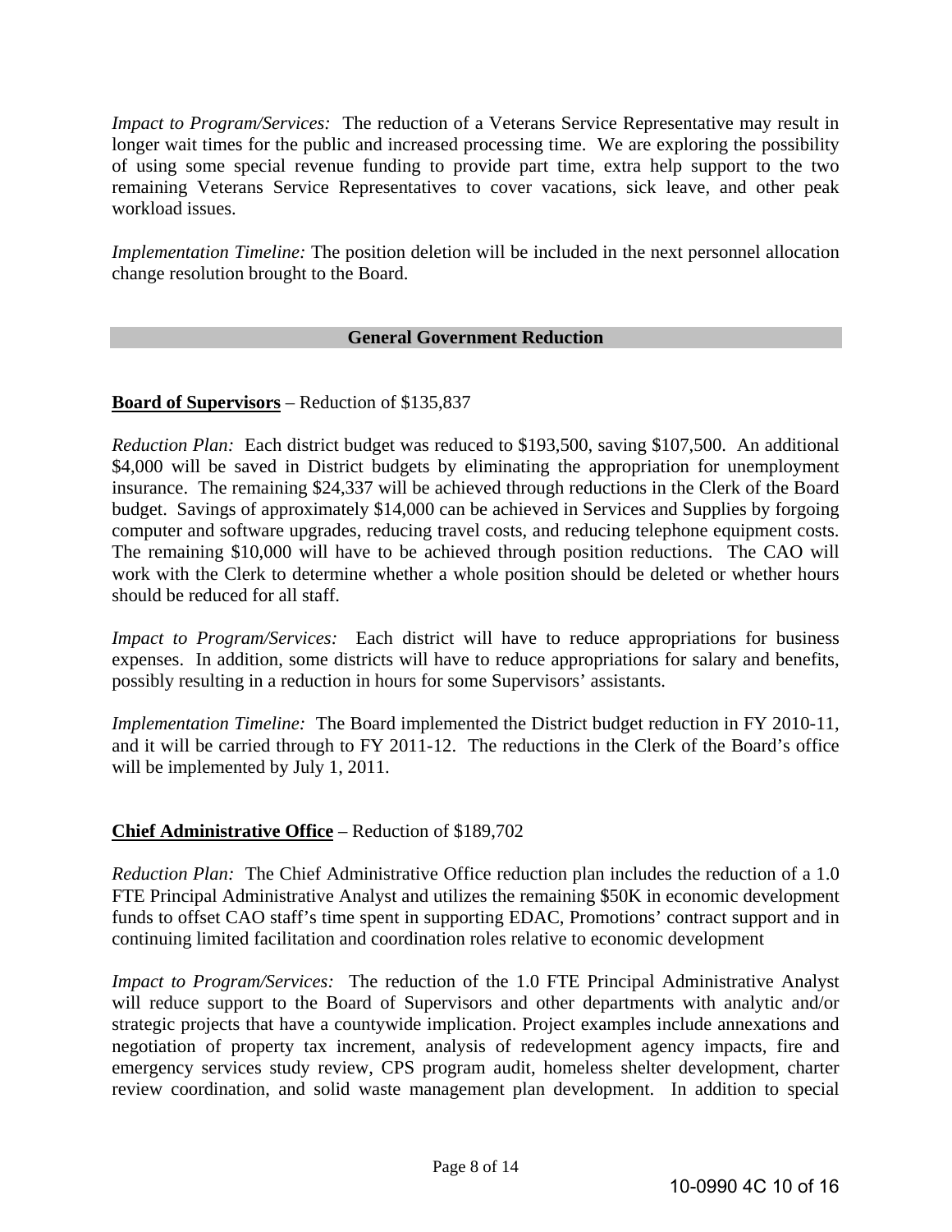*Impact to Program/Services:* The reduction of a Veterans Service Representative may result in longer wait times for the public and increased processing time. We are exploring the possibility of using some special revenue funding to provide part time, extra help support to the two remaining Veterans Service Representatives to cover vacations, sick leave, and other peak workload issues.

*Implementation Timeline:* The position deletion will be included in the next personnel allocation change resolution brought to the Board.

## General Government Reduction

**Board of Supervisors** – Reduction of $135,837

*Reduction Plan:* Each district budget was reduced to $193,500, saving $107,500. An additional $4,000 will be saved in District budgets by eliminating the appropriation for unemployment insurance. The remaining $24,337 will be achieved through reductions in the Clerk of the Board budget. Savings of approximately $14,000 can be achieved in Services and Supplies by forgoing computer and software upgrades, reducing travel costs, and reducing telephone equipment costs. The remaining $10,000 will have to be achieved through position reductions. The CAO will work with the Clerk to determine whether a whole position should be deleted or whether hours should be reduced for all staff.

*Impact to Program/Services:* Each district will have to reduce appropriations for business expenses. In addition, some districts will have to reduce appropriations for salary and benefits, possibly resulting in a reduction in hours for some Supervisors' assistants.

*Implementation Timeline:* The Board implemented the District budget reduction in FY 2010-11, and it will be carried through to FY 2011-12. The reductions in the Clerk of the Board's office will be implemented by July 1, 2011.

**Chief Administrative Office** – Reduction of $189,702

*Reduction Plan:* The Chief Administrative Office reduction plan includes the reduction of a 1.0 FTE Principal Administrative Analyst and utilizes the remaining $50K in economic development funds to offset CAO staff's time spent in supporting EDAC, Promotions' contract support and in continuing limited facilitation and coordination roles relative to economic development

*Impact to Program/Services:* The reduction of the 1.0 FTE Principal Administrative Analyst will reduce support to the Board of Supervisors and other departments with analytic and/or strategic projects that have a countywide implication. Project examples include annexations and negotiation of property tax increment, analysis of redevelopment agency impacts, fire and emergency services study review, CPS program audit, homeless shelter development, charter review coordination, and solid waste management plan development. In addition to special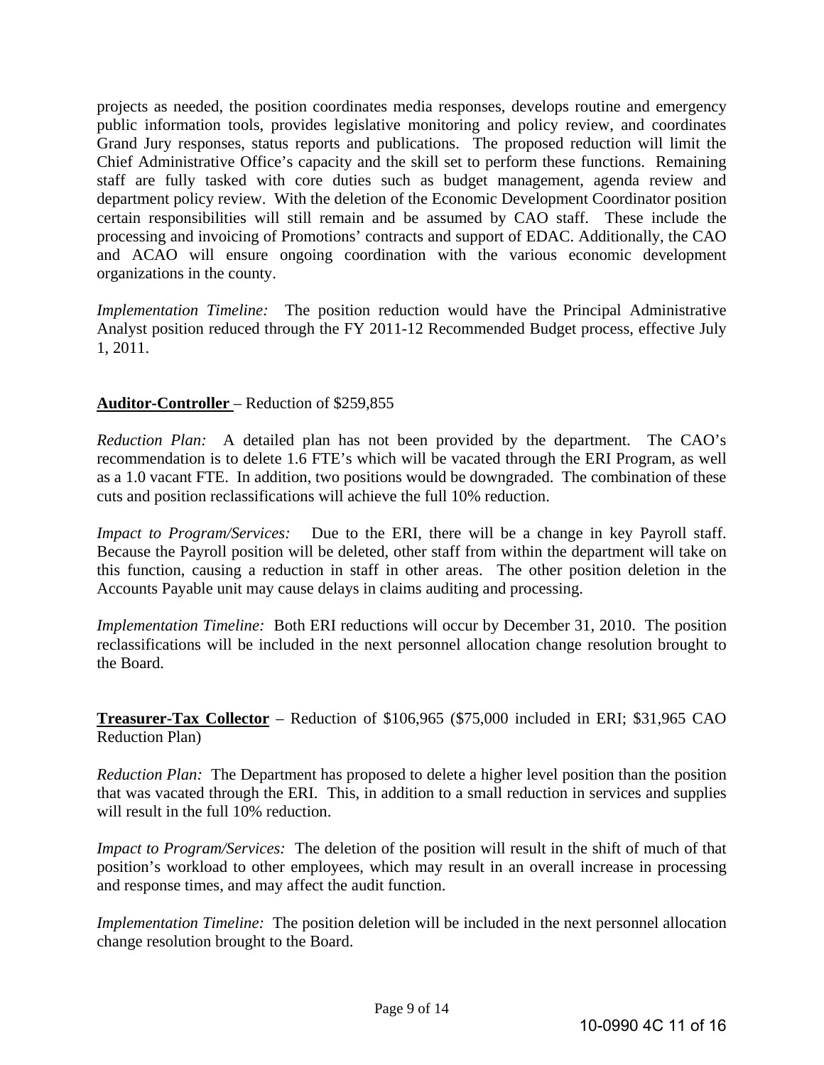projects as needed, the position coordinates media responses, develops routine and emergency public information tools, provides legislative monitoring and policy review, and coordinates Grand Jury responses, status reports and publications. The proposed reduction will limit the Chief Administrative Office's capacity and the skill set to perform these functions. Remaining staff are fully tasked with core duties such as budget management, agenda review and department policy review. With the deletion of the Economic Development Coordinator position certain responsibilities will still remain and be assumed by CAO staff. These include the processing and invoicing of Promotions' contracts and support of EDAC. Additionally, the CAO and ACAO will ensure ongoing coordination with the various economic development organizations in the county.

*Implementation Timeline:* The position reduction would have the Principal Administrative Analyst position reduced through the FY 2011-12 Recommended Budget process, effective July 1, 2011.

**Auditor-Controller** – Reduction of $259,855

*Reduction Plan:* A detailed plan has not been provided by the department. The CAO's recommendation is to delete 1.6 FTE's which will be vacated through the ERI Program, as well as a 1.0 vacant FTE. In addition, two positions would be downgraded. The combination of these cuts and position reclassifications will achieve the full 10% reduction.

*Impact to Program/Services:* Due to the ERI, there will be a change in key Payroll staff. Because the Payroll position will be deleted, other staff from within the department will take on this function, causing a reduction in staff in other areas. The other position deletion in the Accounts Payable unit may cause delays in claims auditing and processing.

*Implementation Timeline:* Both ERI reductions will occur by December 31, 2010. The position reclassifications will be included in the next personnel allocation change resolution brought to the Board.

**Treasurer-Tax Collector** – Reduction of $106,965 ($75,000 included in ERI; $31,965 CAO Reduction Plan)

*Reduction Plan:* The Department has proposed to delete a higher level position than the position that was vacated through the ERI. This, in addition to a small reduction in services and supplies will result in the full 10% reduction.

*Impact to Program/Services:* The deletion of the position will result in the shift of much of that position's workload to other employees, which may result in an overall increase in processing and response times, and may affect the audit function.

*Implementation Timeline:* The position deletion will be included in the next personnel allocation change resolution brought to the Board.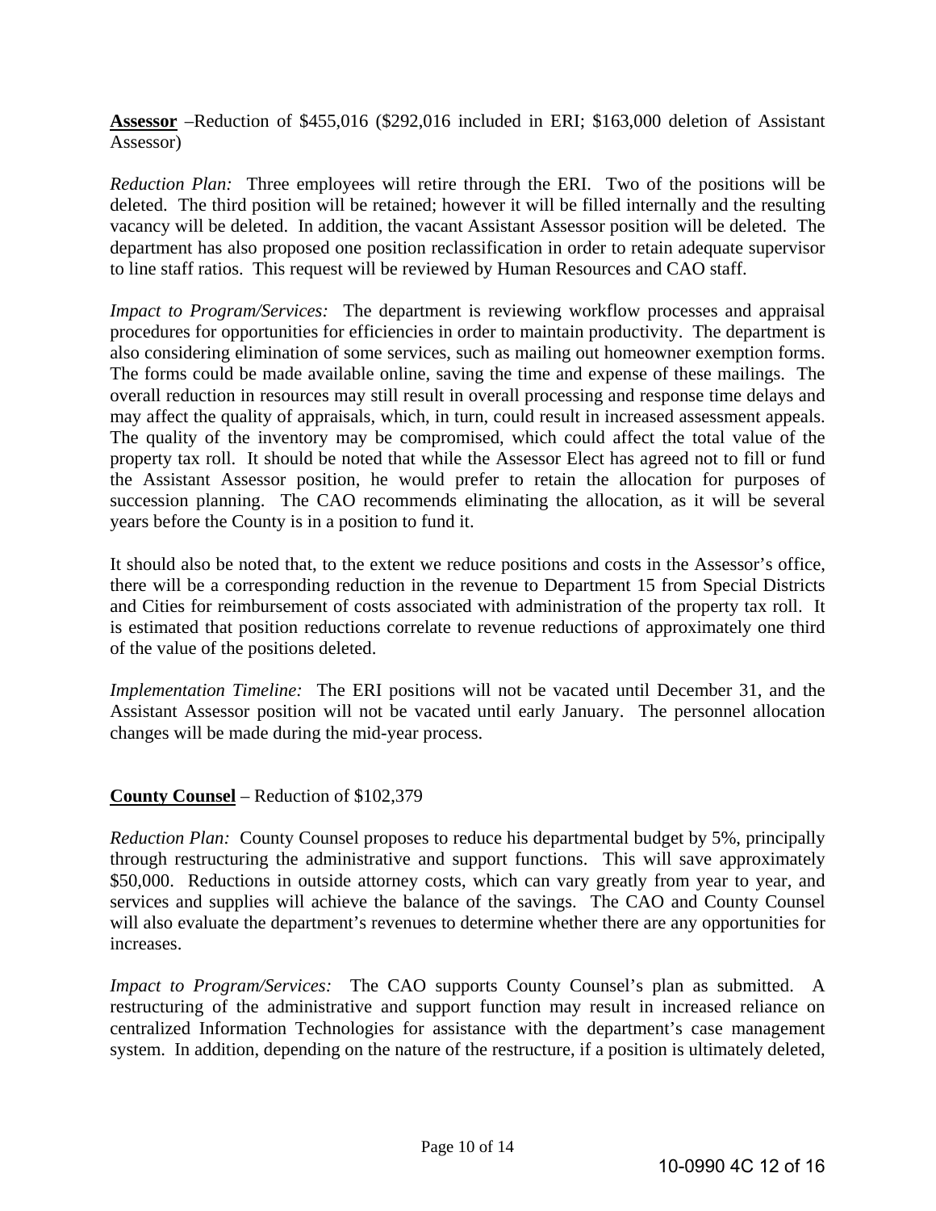**<u>Assessor</u>** –Reduction of $455,016 ($292,016 included in ERI; $163,000 deletion of Assistant Assessor)

*Reduction Plan:* Three employees will retire through the ERI. Two of the positions will be deleted. The third position will be retained; however it will be filled internally and the resulting vacancy will be deleted. In addition, the vacant Assistant Assessor position will be deleted. The department has also proposed one position reclassification in order to retain adequate supervisor to line staff ratios. This request will be reviewed by Human Resources and CAO staff.

*Impact to Program/Services:* The department is reviewing workflow processes and appraisal procedures for opportunities for efficiencies in order to maintain productivity. The department is also considering elimination of some services, such as mailing out homeowner exemption forms. The forms could be made available online, saving the time and expense of these mailings. The overall reduction in resources may still result in overall processing and response time delays and may affect the quality of appraisals, which, in turn, could result in increased assessment appeals. The quality of the inventory may be compromised, which could affect the total value of the property tax roll. It should be noted that while the Assessor Elect has agreed not to fill or fund the Assistant Assessor position, he would prefer to retain the allocation for purposes of succession planning. The CAO recommends eliminating the allocation, as it will be several years before the County is in a position to fund it.

It should also be noted that, to the extent we reduce positions and costs in the Assessor's office, there will be a corresponding reduction in the revenue to Department 15 from Special Districts and Cities for reimbursement of costs associated with administration of the property tax roll. It is estimated that position reductions correlate to revenue reductions of approximately one third of the value of the positions deleted.

*Implementation Timeline:* The ERI positions will not be vacated until December 31, and the Assistant Assessor position will not be vacated until early January. The personnel allocation changes will be made during the mid-year process.

**<u>County Counsel</u>** – Reduction of $102,379

*Reduction Plan:* County Counsel proposes to reduce his departmental budget by 5%, principally through restructuring the administrative and support functions. This will save approximately $50,000. Reductions in outside attorney costs, which can vary greatly from year to year, and services and supplies will achieve the balance of the savings. The CAO and County Counsel will also evaluate the department's revenues to determine whether there are any opportunities for increases.

*Impact to Program/Services:* The CAO supports County Counsel's plan as submitted. A restructuring of the administrative and support function may result in increased reliance on centralized Information Technologies for assistance with the department's case management system. In addition, depending on the nature of the restructure, if a position is ultimately deleted,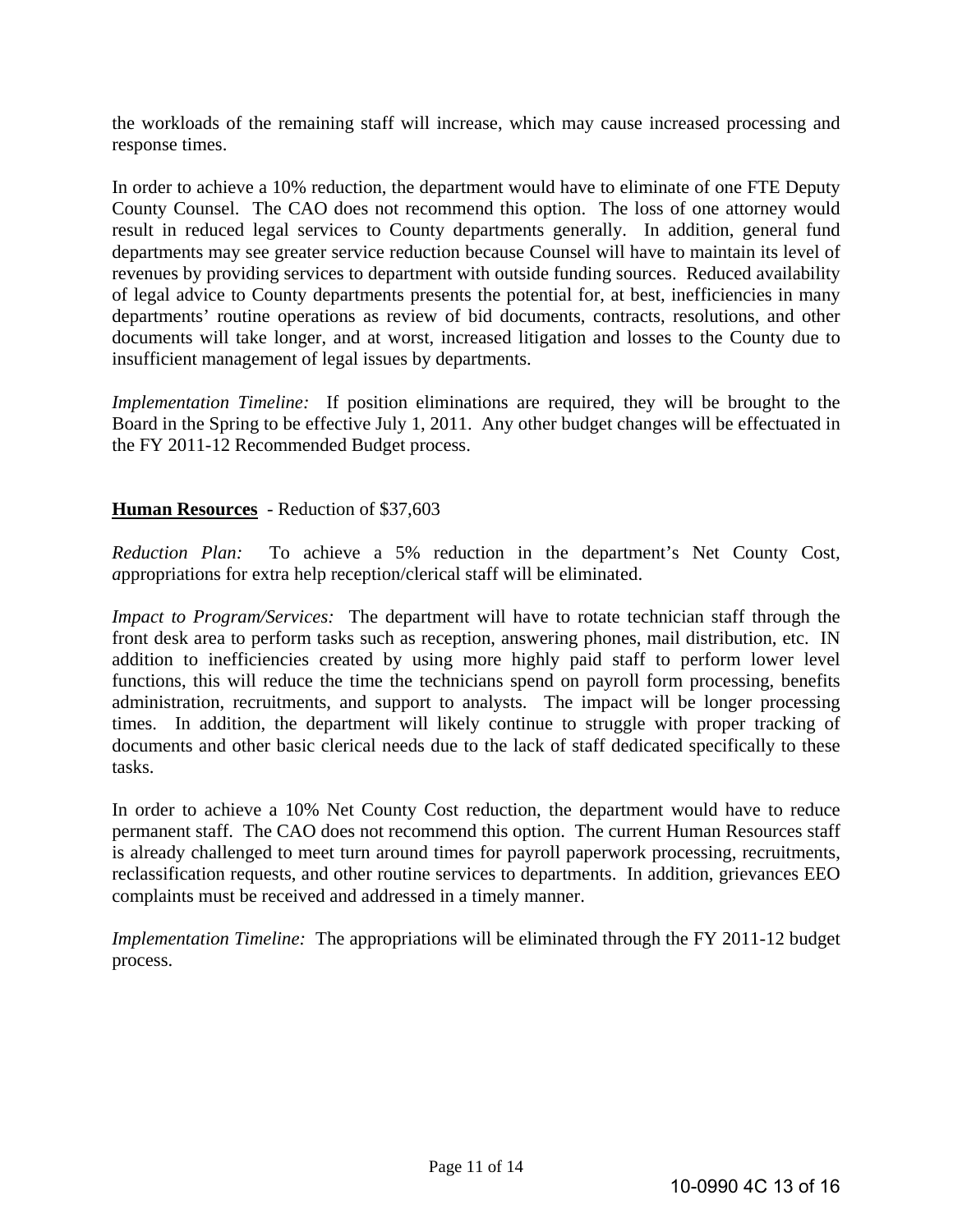the workloads of the remaining staff will increase, which may cause increased processing and response times.

In order to achieve a 10% reduction, the department would have to eliminate of one FTE Deputy County Counsel. The CAO does not recommend this option. The loss of one attorney would result in reduced legal services to County departments generally. In addition, general fund departments may see greater service reduction because Counsel will have to maintain its level of revenues by providing services to department with outside funding sources. Reduced availability of legal advice to County departments presents the potential for, at best, inefficiencies in many departments' routine operations as review of bid documents, contracts, resolutions, and other documents will take longer, and at worst, increased litigation and losses to the County due to insufficient management of legal issues by departments.

*Implementation Timeline:* If position eliminations are required, they will be brought to the Board in the Spring to be effective July 1, 2011. Any other budget changes will be effectuated in the FY 2011-12 Recommended Budget process.

**Human Resources** - Reduction of $37,603

*Reduction Plan:* To achieve a 5% reduction in the department's Net County Cost, *a*ppropriations for extra help reception/clerical staff will be eliminated.

*Impact to Program/Services:* The department will have to rotate technician staff through the front desk area to perform tasks such as reception, answering phones, mail distribution, etc. IN addition to inefficiencies created by using more highly paid staff to perform lower level functions, this will reduce the time the technicians spend on payroll form processing, benefits administration, recruitments, and support to analysts. The impact will be longer processing times. In addition, the department will likely continue to struggle with proper tracking of documents and other basic clerical needs due to the lack of staff dedicated specifically to these tasks.

In order to achieve a 10% Net County Cost reduction, the department would have to reduce permanent staff. The CAO does not recommend this option. The current Human Resources staff is already challenged to meet turn around times for payroll paperwork processing, recruitments, reclassification requests, and other routine services to departments. In addition, grievances EEO complaints must be received and addressed in a timely manner.

*Implementation Timeline:* The appropriations will be eliminated through the FY 2011-12 budget process.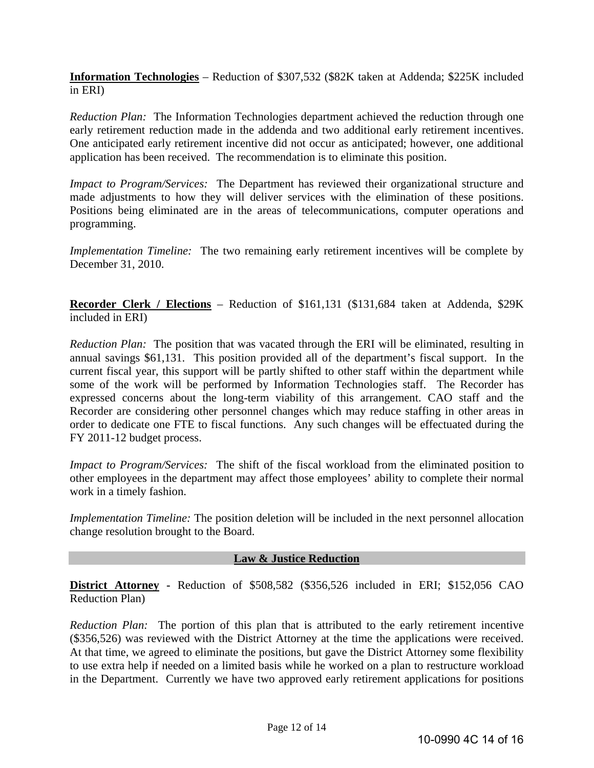**Information Technologies** – Reduction of $307,532 ($82K taken at Addenda; $225K included in ERI)

*Reduction Plan:* The Information Technologies department achieved the reduction through one early retirement reduction made in the addenda and two additional early retirement incentives. One anticipated early retirement incentive did not occur as anticipated; however, one additional application has been received. The recommendation is to eliminate this position.

*Impact to Program/Services:* The Department has reviewed their organizational structure and made adjustments to how they will deliver services with the elimination of these positions. Positions being eliminated are in the areas of telecommunications, computer operations and programming.

*Implementation Timeline:* The two remaining early retirement incentives will be complete by December 31, 2010.

**Recorder Clerk / Elections** – Reduction of $161,131 ($131,684 taken at Addenda, $29K included in ERI)

*Reduction Plan:* The position that was vacated through the ERI will be eliminated, resulting in annual savings $61,131. This position provided all of the department's fiscal support. In the current fiscal year, this support will be partly shifted to other staff within the department while some of the work will be performed by Information Technologies staff. The Recorder has expressed concerns about the long-term viability of this arrangement. CAO staff and the Recorder are considering other personnel changes which may reduce staffing in other areas in order to dedicate one FTE to fiscal functions. Any such changes will be effectuated during the FY 2011-12 budget process.

*Impact to Program/Services:* The shift of the fiscal workload from the eliminated position to other employees in the department may affect those employees' ability to complete their normal work in a timely fashion.

*Implementation Timeline:* The position deletion will be included in the next personnel allocation change resolution brought to the Board.

## Law & Justice Reduction

**District Attorney** - Reduction of $508,582 ($356,526 included in ERI; $152,056 CAO Reduction Plan)

*Reduction Plan:* The portion of this plan that is attributed to the early retirement incentive ($356,526) was reviewed with the District Attorney at the time the applications were received. At that time, we agreed to eliminate the positions, but gave the District Attorney some flexibility to use extra help if needed on a limited basis while he worked on a plan to restructure workload in the Department. Currently we have two approved early retirement applications for positions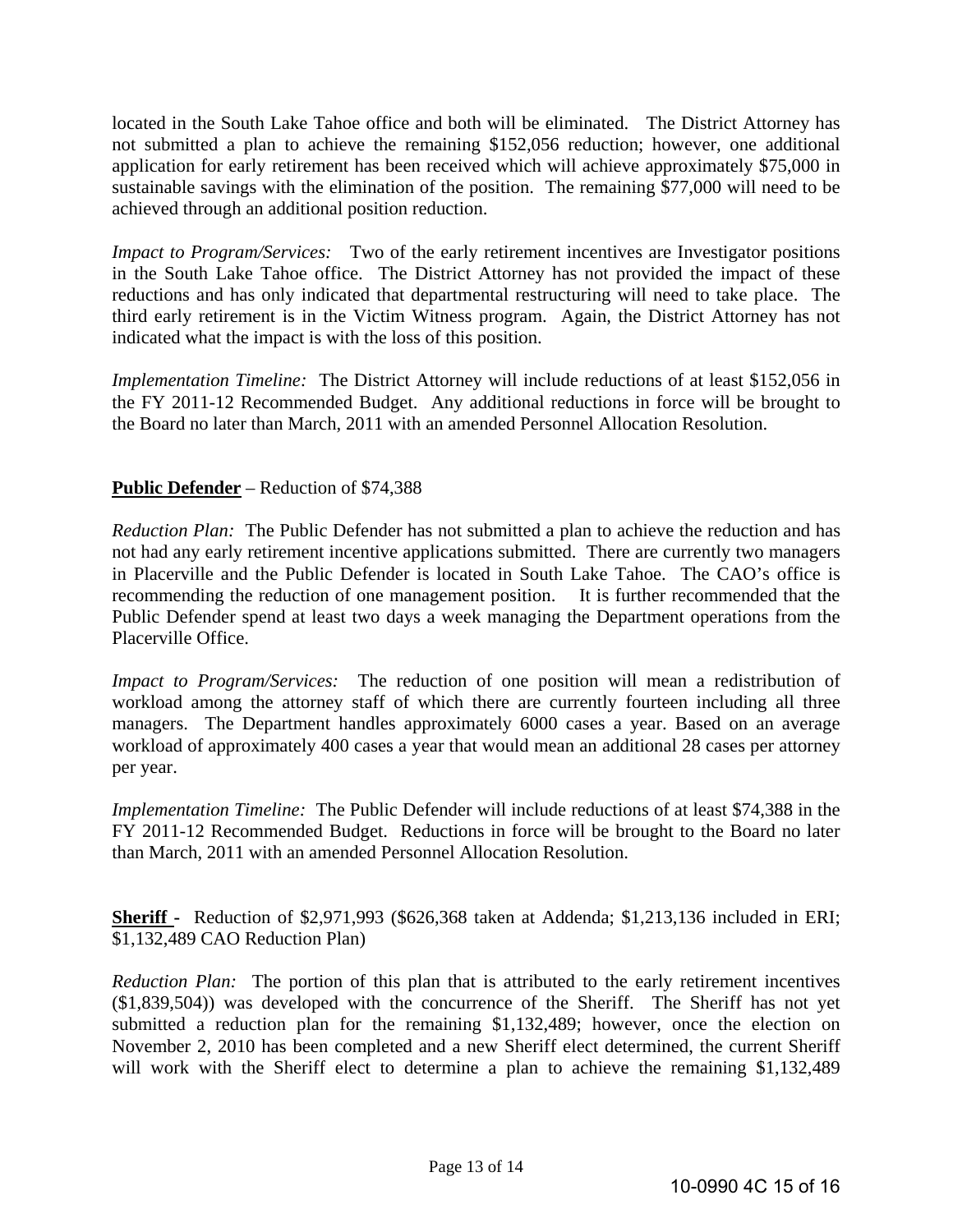located in the South Lake Tahoe office and both will be eliminated. The District Attorney has not submitted a plan to achieve the remaining $152,056 reduction; however, one additional application for early retirement has been received which will achieve approximately $75,000 in sustainable savings with the elimination of the position. The remaining $77,000 will need to be achieved through an additional position reduction.

*Impact to Program/Services:* Two of the early retirement incentives are Investigator positions in the South Lake Tahoe office. The District Attorney has not provided the impact of these reductions and has only indicated that departmental restructuring will need to take place. The third early retirement is in the Victim Witness program. Again, the District Attorney has not indicated what the impact is with the loss of this position.

*Implementation Timeline:* The District Attorney will include reductions of at least $152,056 in the FY 2011-12 Recommended Budget. Any additional reductions in force will be brought to the Board no later than March, 2011 with an amended Personnel Allocation Resolution.

**Public Defender** – Reduction of $74,388

*Reduction Plan:* The Public Defender has not submitted a plan to achieve the reduction and has not had any early retirement incentive applications submitted. There are currently two managers in Placerville and the Public Defender is located in South Lake Tahoe. The CAO's office is recommending the reduction of one management position. It is further recommended that the Public Defender spend at least two days a week managing the Department operations from the Placerville Office.

*Impact to Program/Services:* The reduction of one position will mean a redistribution of workload among the attorney staff of which there are currently fourteen including all three managers. The Department handles approximately 6000 cases a year. Based on an average workload of approximately 400 cases a year that would mean an additional 28 cases per attorney per year.

*Implementation Timeline:* The Public Defender will include reductions of at least $74,388 in the FY 2011-12 Recommended Budget. Reductions in force will be brought to the Board no later than March, 2011 with an amended Personnel Allocation Resolution.

**Sheriff -** Reduction of $2,971,993 ($626,368 taken at Addenda; $1,213,136 included in ERI; $1,132,489 CAO Reduction Plan)

*Reduction Plan:* The portion of this plan that is attributed to the early retirement incentives ($1,839,504)) was developed with the concurrence of the Sheriff. The Sheriff has not yet submitted a reduction plan for the remaining $1,132,489; however, once the election on November 2, 2010 has been completed and a new Sheriff elect determined, the current Sheriff will work with the Sheriff elect to determine a plan to achieve the remaining $1,132,489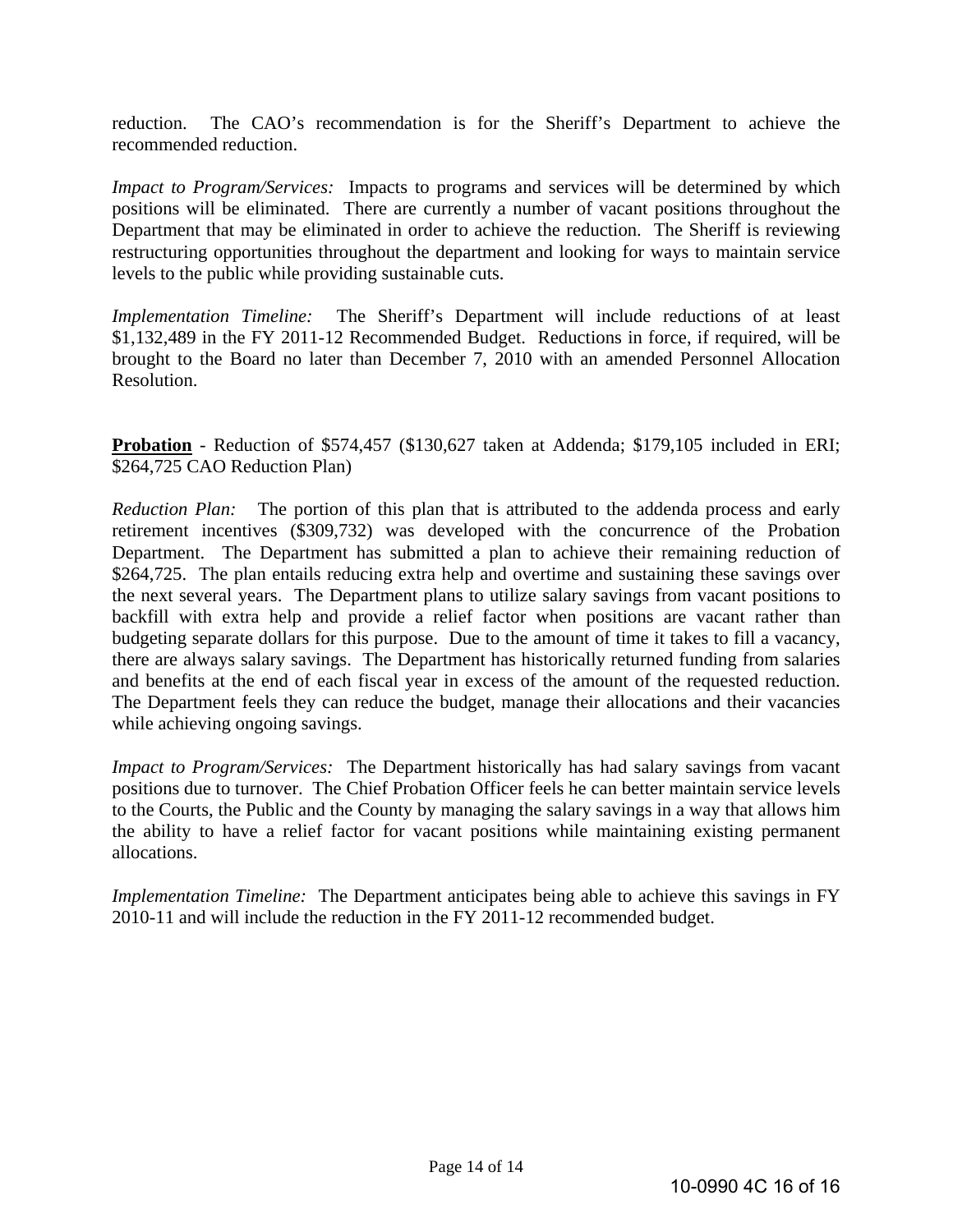reduction. The CAO's recommendation is for the Sheriff's Department to achieve the recommended reduction.

*Impact to Program/Services:* Impacts to programs and services will be determined by which positions will be eliminated. There are currently a number of vacant positions throughout the Department that may be eliminated in order to achieve the reduction. The Sheriff is reviewing restructuring opportunities throughout the department and looking for ways to maintain service levels to the public while providing sustainable cuts.

*Implementation Timeline:* The Sheriff's Department will include reductions of at least $1,132,489 in the FY 2011-12 Recommended Budget. Reductions in force, if required, will be brought to the Board no later than December 7, 2010 with an amended Personnel Allocation Resolution.

**Probation** - Reduction of $574,457 ($130,627 taken at Addenda; $179,105 included in ERI; $264,725 CAO Reduction Plan)

*Reduction Plan:* The portion of this plan that is attributed to the addenda process and early retirement incentives ($309,732) was developed with the concurrence of the Probation Department. The Department has submitted a plan to achieve their remaining reduction of $264,725. The plan entails reducing extra help and overtime and sustaining these savings over the next several years. The Department plans to utilize salary savings from vacant positions to backfill with extra help and provide a relief factor when positions are vacant rather than budgeting separate dollars for this purpose. Due to the amount of time it takes to fill a vacancy, there are always salary savings. The Department has historically returned funding from salaries and benefits at the end of each fiscal year in excess of the amount of the requested reduction. The Department feels they can reduce the budget, manage their allocations and their vacancies while achieving ongoing savings.

*Impact to Program/Services:* The Department historically has had salary savings from vacant positions due to turnover. The Chief Probation Officer feels he can better maintain service levels to the Courts, the Public and the County by managing the salary savings in a way that allows him the ability to have a relief factor for vacant positions while maintaining existing permanent allocations.

*Implementation Timeline:* The Department anticipates being able to achieve this savings in FY 2010-11 and will include the reduction in the FY 2011-12 recommended budget.